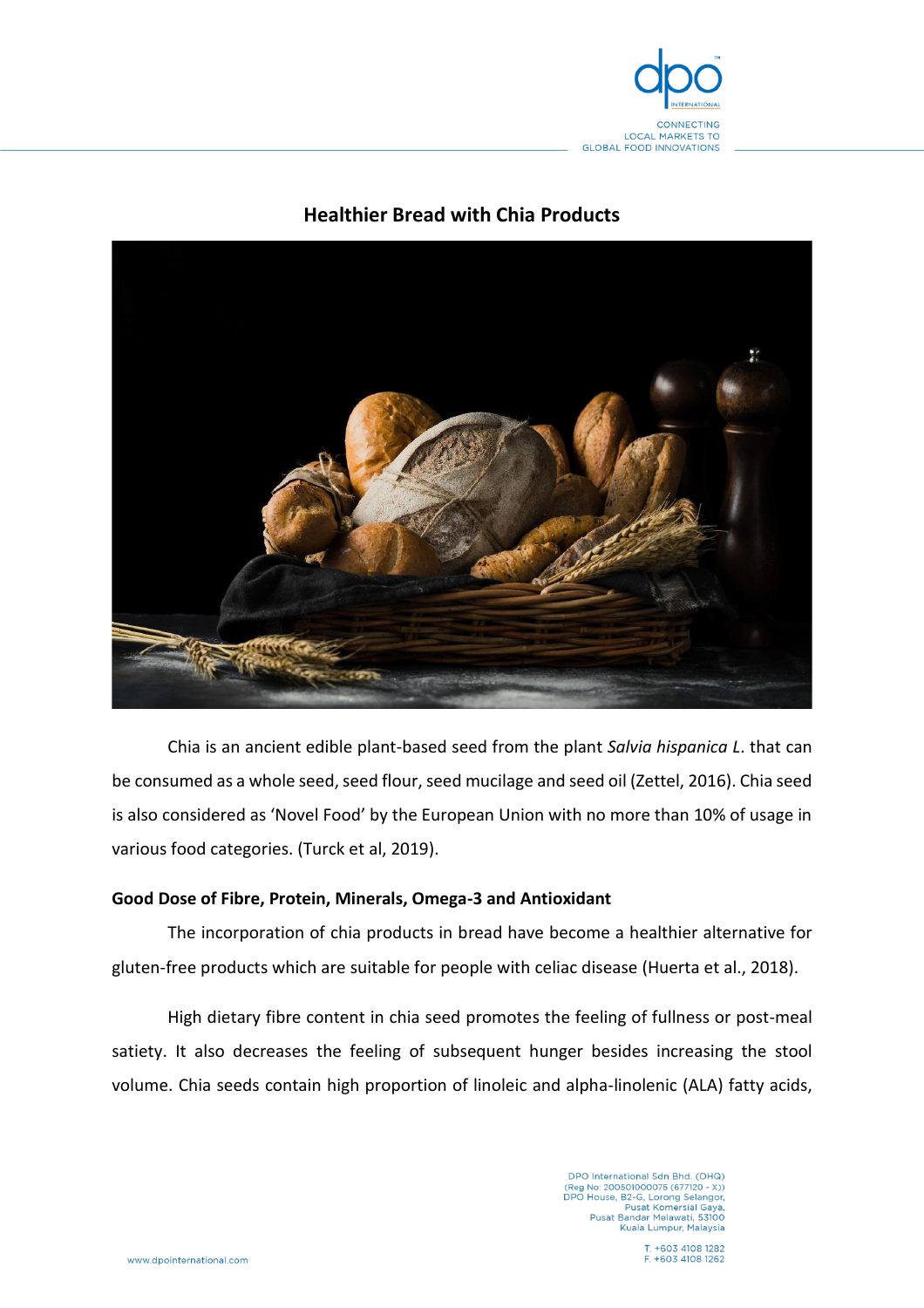# Healthier Bread with Chia Products

Chia is an ancient edible plant-based seed from the plant *Salvia hispanica L*. that can be consumed as a whole seed, seed flour, seed mucilage and seed oil (Zettel, 2016). Chia seed is also considered as 'Novel Food' by the European Union with no more than 10% of usage in various food categories. (Turck et al, 2019).

**Good Dose of Fibre, Protein, Minerals, Omega-3 and Antioxidant**

The incorporation of chia products in bread have become a healthier alternative for gluten-free products which are suitable for people with celiac disease (Huerta et al., 2018).

High dietary fibre content in chia seed promotes the feeling of fullness or post-meal satiety. It also decreases the feeling of subsequent hunger besides increasing the stool volume. Chia seeds contain high proportion of linoleic and alpha-linolenic (ALA) fatty acids,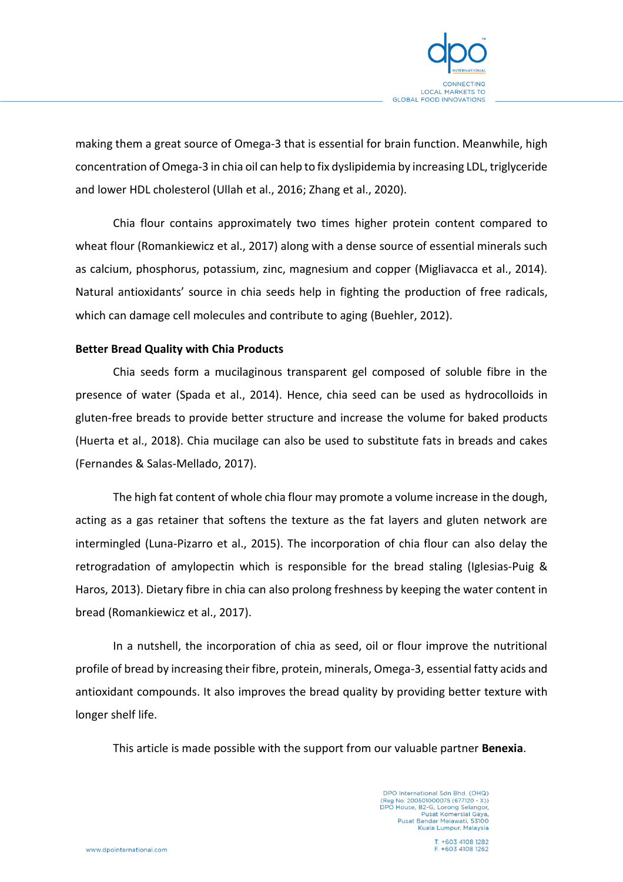making them a great source of Omega-3 that is essential for brain function. Meanwhile, high concentration of Omega-3 in chia oil can help to fix dyslipidemia by increasing LDL, triglyceride and lower HDL cholesterol (Ullah et al., 2016; Zhang et al., 2020).

Chia flour contains approximately two times higher protein content compared to wheat flour (Romankiewicz et al., 2017) along with a dense source of essential minerals such as calcium, phosphorus, potassium, zinc, magnesium and copper (Migliavacca et al., 2014). Natural antioxidants' source in chia seeds help in fighting the production of free radicals, which can damage cell molecules and contribute to aging (Buehler, 2012).

**Better Bread Quality with Chia Products**

Chia seeds form a mucilaginous transparent gel composed of soluble fibre in the presence of water (Spada et al., 2014). Hence, chia seed can be used as hydrocolloids in gluten-free breads to provide better structure and increase the volume for baked products (Huerta et al., 2018). Chia mucilage can also be used to substitute fats in breads and cakes (Fernandes & Salas-Mellado, 2017).

The high fat content of whole chia flour may promote a volume increase in the dough, acting as a gas retainer that softens the texture as the fat layers and gluten network are intermingled (Luna-Pizarro et al., 2015). The incorporation of chia flour can also delay the retrogradation of amylopectin which is responsible for the bread staling (Iglesias-Puig & Haros, 2013). Dietary fibre in chia can also prolong freshness by keeping the water content in bread (Romankiewicz et al., 2017).

In a nutshell, the incorporation of chia as seed, oil or flour improve the nutritional profile of bread by increasing their fibre, protein, minerals, Omega-3, essential fatty acids and antioxidant compounds. It also improves the bread quality by providing better texture with longer shelf life.

This article is made possible with the support from our valuable partner **Benexia**.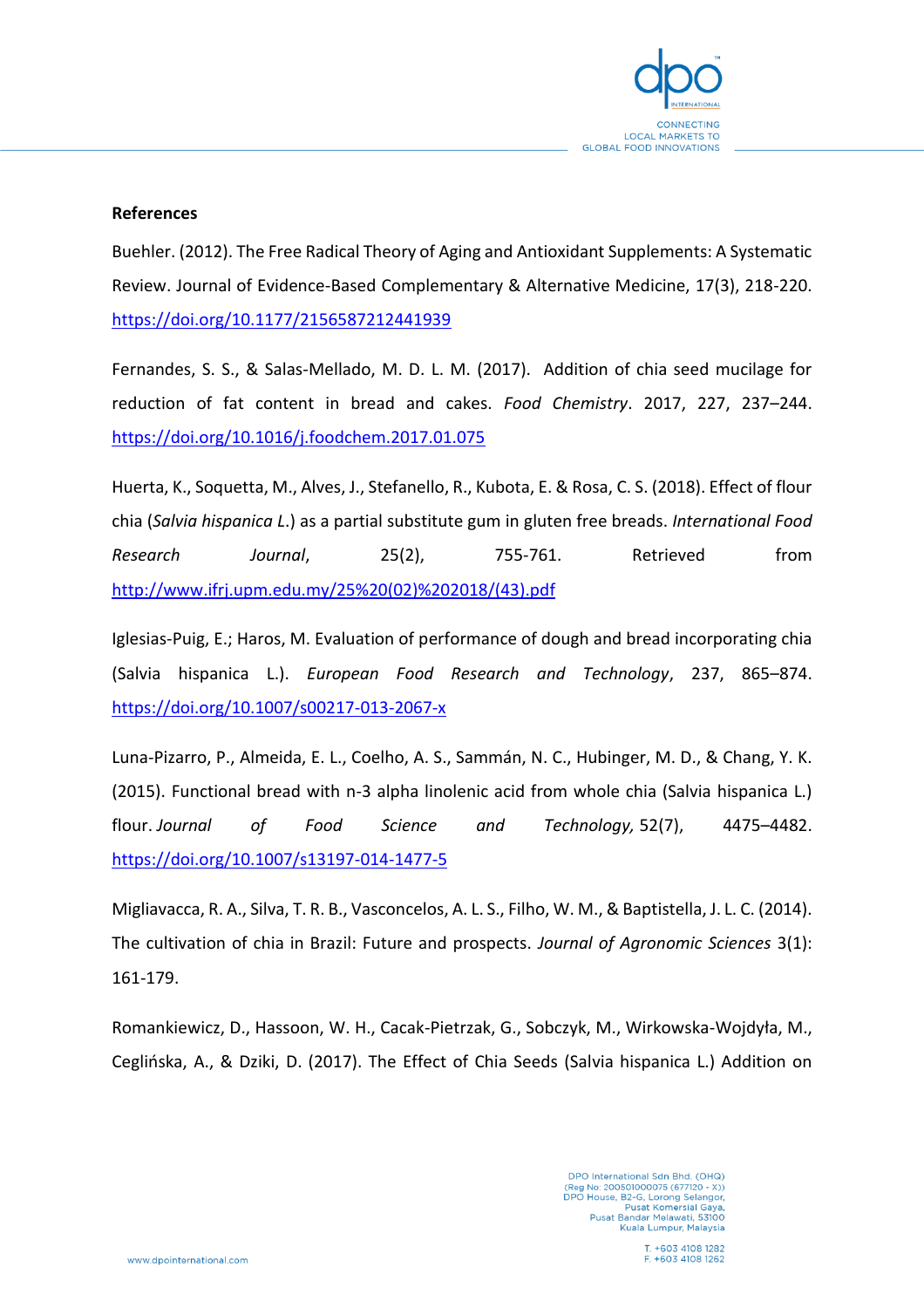**References**

Buehler. (2012). The Free Radical Theory of Aging and Antioxidant Supplements: A Systematic Review. Journal of Evidence-Based Complementary & Alternative Medicine, 17(3), 218-220. https://doi.org/10.1177/2156587212441939

Fernandes, S. S., & Salas-Mellado, M. D. L. M. (2017). Addition of chia seed mucilage for reduction of fat content in bread and cakes. *Food Chemistry*. 2017, 227, 237–244. https://doi.org/10.1016/j.foodchem.2017.01.075

Huerta, K., Soquetta, M., Alves, J., Stefanello, R., Kubota, E. & Rosa, C. S. (2018). Effect of flour chia (*Salvia hispanica L.*) as a partial substitute gum in gluten free breads. *International Food Research Journal*, 25(2), 755-761. Retrieved from http://www.ifrj.upm.edu.my/25%20(02)%202018/(43).pdf

Iglesias-Puig, E.; Haros, M. Evaluation of performance of dough and bread incorporating chia (Salvia hispanica L.). *European Food Research and Technology*, 237, 865–874. https://doi.org/10.1007/s00217-013-2067-x

Luna-Pizarro, P., Almeida, E. L., Coelho, A. S., Sammán, N. C., Hubinger, M. D., & Chang, Y. K. (2015). Functional bread with n-3 alpha linolenic acid from whole chia (Salvia hispanica L.) flour. *Journal of Food Science and Technology,* 52(7), 4475–4482. https://doi.org/10.1007/s13197-014-1477-5

Migliavacca, R. A., Silva, T. R. B., Vasconcelos, A. L. S., Filho, W. M., & Baptistella, J. L. C. (2014). The cultivation of chia in Brazil: Future and prospects. *Journal of Agronomic Sciences* 3(1): 161-179.

Romankiewicz, D., Hassoon, W. H., Cacak-Pietrzak, G., Sobczyk, M., Wirkowska-Wojdyła, M., Ceglińska, A., & Dziki, D. (2017). The Effect of Chia Seeds (Salvia hispanica L.) Addition on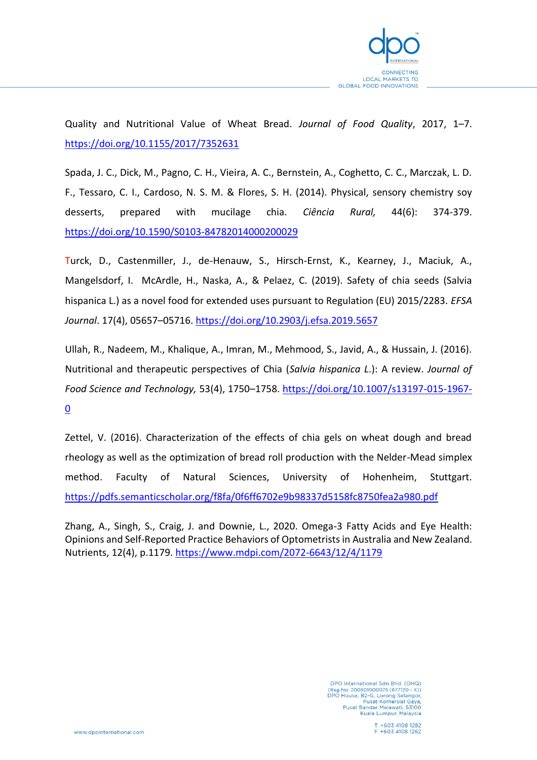Quality and Nutritional Value of Wheat Bread. *Journal of Food Quality*, 2017, 1–7. https://doi.org/10.1155/2017/7352631

Spada, J. C., Dick, M., Pagno, C. H., Vieira, A. C., Bernstein, A., Coghetto, C. C., Marczak, L. D. F., Tessaro, C. I., Cardoso, N. S. M. & Flores, S. H. (2014). Physical, sensory chemistry soy desserts, prepared with mucilage chia. *Ciência Rural,* 44(6): 374-379. https://doi.org/10.1590/S0103-84782014000200029

Turck, D., Castenmiller, J., de-Henauw, S., Hirsch-Ernst, K., Kearney, J., Maciuk, A., Mangelsdorf, I. McArdle, H., Naska, A., & Pelaez, C. (2019). Safety of chia seeds (Salvia hispanica L.) as a novel food for extended uses pursuant to Regulation (EU) 2015/2283. *EFSA Journal*. 17(4), 05657–05716. https://doi.org/10.2903/j.efsa.2019.5657

Ullah, R., Nadeem, M., Khalique, A., Imran, M., Mehmood, S., Javid, A., & Hussain, J. (2016). Nutritional and therapeutic perspectives of Chia (*Salvia hispanica L.*): A review. *Journal of Food Science and Technology,* 53(4), 1750–1758. https://doi.org/10.1007/s13197-015-1967-0

Zettel, V. (2016). Characterization of the effects of chia gels on wheat dough and bread rheology as well as the optimization of bread roll production with the Nelder-Mead simplex method. Faculty of Natural Sciences, University of Hohenheim, Stuttgart. https://pdfs.semanticscholar.org/f8fa/0f6ff6702e9b98337d5158fc8750fea2a980.pdf

Zhang, A., Singh, S., Craig, J. and Downie, L., 2020. Omega-3 Fatty Acids and Eye Health: Opinions and Self-Reported Practice Behaviors of Optometrists in Australia and New Zealand. Nutrients, 12(4), p.1179. https://www.mdpi.com/2072-6643/12/4/1179